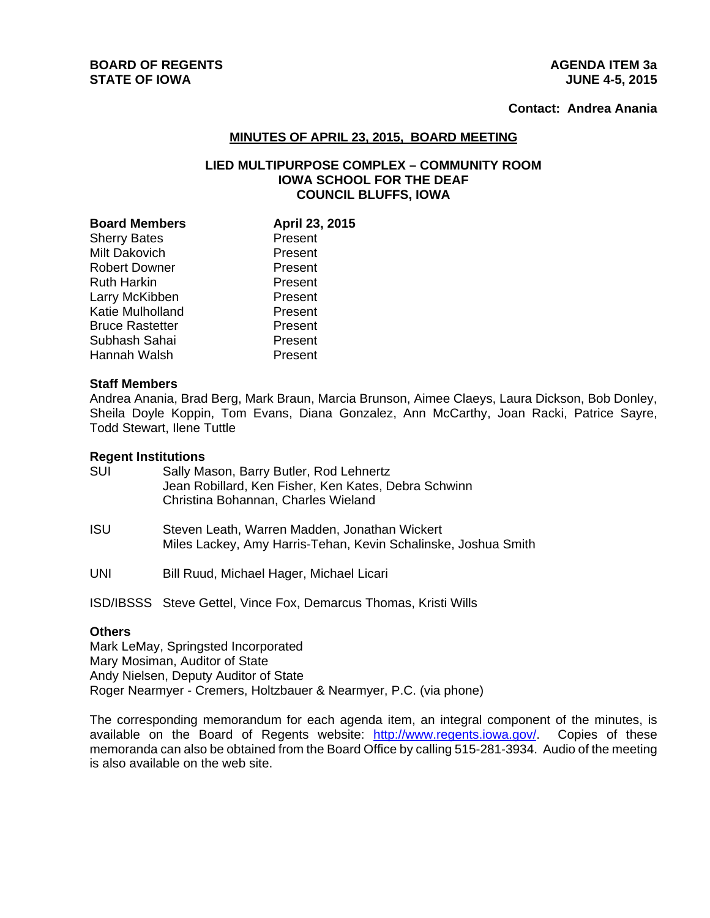**BOARD OF REGENTS**
**STATE OF IOWA**

**AGENDA ITEM 3a**
**JUNE 4-5, 2015**

**Contact: Andrea Anania**

## MINUTES OF APRIL 23, 2015, BOARD MEETING

### LIED MULTIPURPOSE COMPLEX – COMMUNITY ROOM
### IOWA SCHOOL FOR THE DEAF
### COUNCIL BLUFFS, IOWA

| **Board Members** | **April 23, 2015** |
| --- | --- |
| Sherry Bates | Present |
| Milt Dakovich | Present |
| Robert Downer | Present |
| Ruth Harkin | Present |
| Larry McKibben | Present |
| Katie Mulholland | Present |
| Bruce Rastetter | Present |
| Subhash Sahai | Present |
| Hannah Walsh | Present |

**Staff Members**

Andrea Anania, Brad Berg, Mark Braun, Marcia Brunson, Aimee Claeys, Laura Dickson, Bob Donley, Sheila Doyle Koppin, Tom Evans, Diana Gonzalez, Ann McCarthy, Joan Racki, Patrice Sayre, Todd Stewart, Ilene Tuttle

**Regent Institutions**

SUI — Sally Mason, Barry Butler, Rod Lehnertz
Jean Robillard, Ken Fisher, Ken Kates, Debra Schwinn
Christina Bohannan, Charles Wieland

ISU — Steven Leath, Warren Madden, Jonathan Wickert
Miles Lackey, Amy Harris-Tehan, Kevin Schalinske, Joshua Smith

UNI — Bill Ruud, Michael Hager, Michael Licari

ISD/IBSSS — Steve Gettel, Vince Fox, Demarcus Thomas, Kristi Wills

**Others**

Mark LeMay, Springsted Incorporated
Mary Mosiman, Auditor of State
Andy Nielsen, Deputy Auditor of State
Roger Nearmyer - Cremers, Holtzbauer & Nearmyer, P.C. (via phone)

The corresponding memorandum for each agenda item, an integral component of the minutes, is available on the Board of Regents website: http://www.regents.iowa.gov/. Copies of these memoranda can also be obtained from the Board Office by calling 515-281-3934. Audio of the meeting is also available on the web site.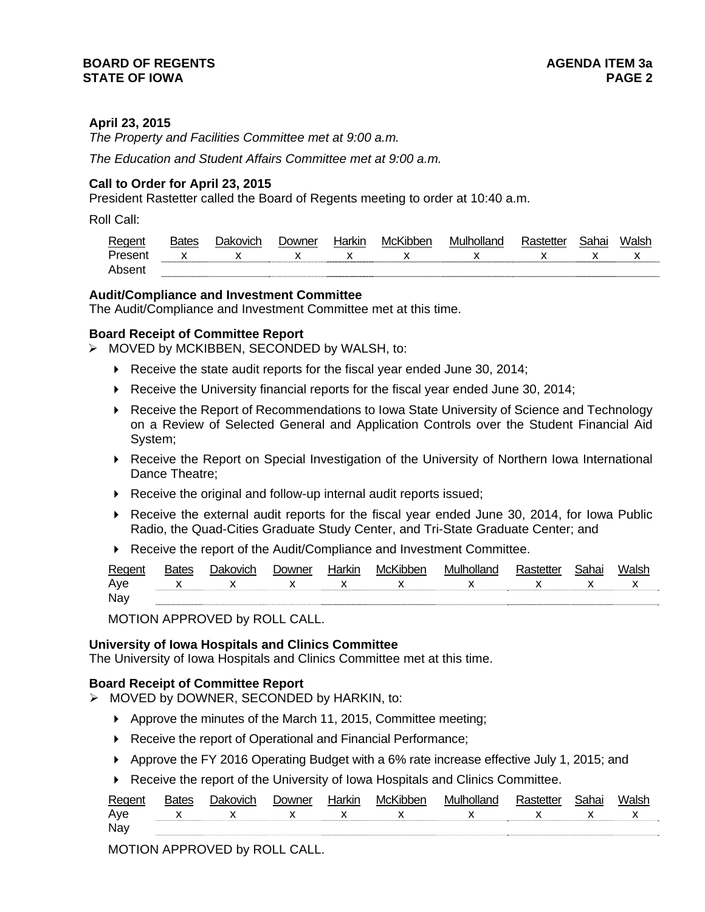**April 23, 2015**

*The Property and Facilities Committee met at 9:00 a.m.*

*The Education and Student Affairs Committee met at 9:00 a.m.*

**Call to Order for April 23, 2015**

President Rastetter called the Board of Regents meeting to order at 10:40 a.m.

Roll Call:

| Regent | Bates | Dakovich | Downer | Harkin | McKibben | Mulholland | Rastetter | Sahai | Walsh |
|---|---|---|---|---|---|---|---|---|---|
| Present | x | x | x | x | x | x | x | x | x |
| Absent | | | | | | | | | |

**Audit/Compliance and Investment Committee**

The Audit/Compliance and Investment Committee met at this time.

**Board Receipt of Committee Report**

- MOVED by MCKIBBEN, SECONDED by WALSH, to:
  - Receive the state audit reports for the fiscal year ended June 30, 2014;
  - Receive the University financial reports for the fiscal year ended June 30, 2014;
  - Receive the Report of Recommendations to Iowa State University of Science and Technology on a Review of Selected General and Application Controls over the Student Financial Aid System;
  - Receive the Report on Special Investigation of the University of Northern Iowa International Dance Theatre;
  - Receive the original and follow-up internal audit reports issued;
  - Receive the external audit reports for the fiscal year ended June 30, 2014, for Iowa Public Radio, the Quad-Cities Graduate Study Center, and Tri-State Graduate Center; and
  - Receive the report of the Audit/Compliance and Investment Committee.

| Regent | Bates | Dakovich | Downer | Harkin | McKibben | Mulholland | Rastetter | Sahai | Walsh |
|---|---|---|---|---|---|---|---|---|---|
| Aye | x | x | x | x | x | x | x | x | x |
| Nay | | | | | | | | | |

MOTION APPROVED by ROLL CALL.

**University of Iowa Hospitals and Clinics Committee**

The University of Iowa Hospitals and Clinics Committee met at this time.

**Board Receipt of Committee Report**

- MOVED by DOWNER, SECONDED by HARKIN, to:
  - Approve the minutes of the March 11, 2015, Committee meeting;
  - Receive the report of Operational and Financial Performance;
  - Approve the FY 2016 Operating Budget with a 6% rate increase effective July 1, 2015; and
  - Receive the report of the University of Iowa Hospitals and Clinics Committee.

| Regent | Bates | Dakovich | Downer | Harkin | McKibben | Mulholland | Rastetter | Sahai | Walsh |
|---|---|---|---|---|---|---|---|---|---|
| Aye | x | x | x | x | x | x | x | x | x |
| Nay | | | | | | | | | |

MOTION APPROVED by ROLL CALL.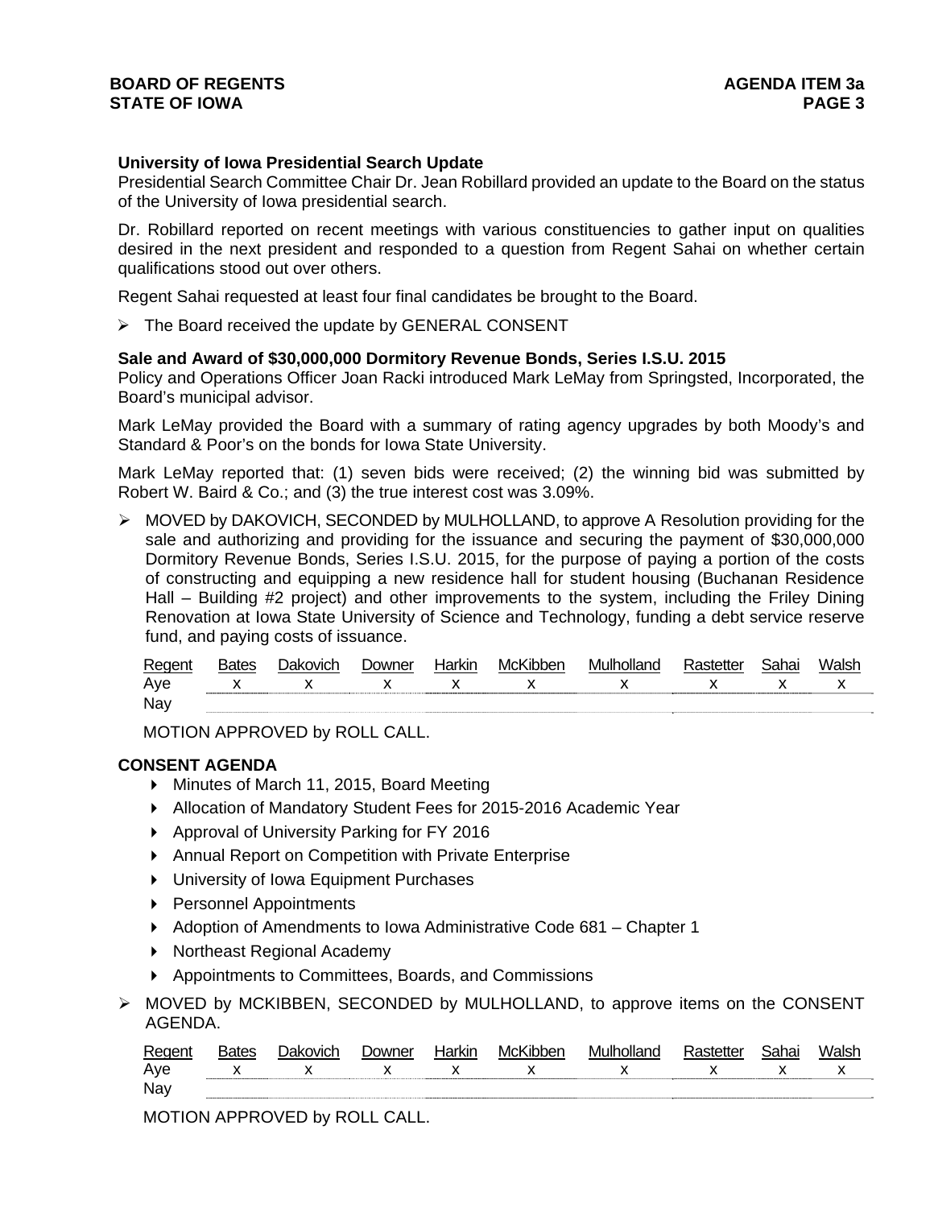**University of Iowa Presidential Search Update**

Presidential Search Committee Chair Dr. Jean Robillard provided an update to the Board on the status of the University of Iowa presidential search.

Dr. Robillard reported on recent meetings with various constituencies to gather input on qualities desired in the next president and responded to a question from Regent Sahai on whether certain qualifications stood out over others.

Regent Sahai requested at least four final candidates be brought to the Board.

- The Board received the update by GENERAL CONSENT

**Sale and Award of $30,000,000 Dormitory Revenue Bonds, Series I.S.U. 2015**

Policy and Operations Officer Joan Racki introduced Mark LeMay from Springsted, Incorporated, the Board's municipal advisor.

Mark LeMay provided the Board with a summary of rating agency upgrades by both Moody's and Standard & Poor's on the bonds for Iowa State University.

Mark LeMay reported that: (1) seven bids were received; (2) the winning bid was submitted by Robert W. Baird & Co.; and (3) the true interest cost was 3.09%.

- MOVED by DAKOVICH, SECONDED by MULHOLLAND, to approve A Resolution providing for the sale and authorizing and providing for the issuance and securing the payment of $30,000,000 Dormitory Revenue Bonds, Series I.S.U. 2015, for the purpose of paying a portion of the costs of constructing and equipping a new residence hall for student housing (Buchanan Residence Hall – Building #2 project) and other improvements to the system, including the Friley Dining Renovation at Iowa State University of Science and Technology, funding a debt service reserve fund, and paying costs of issuance.

| Regent | Bates | Dakovich | Downer | Harkin | McKibben | Mulholland | Rastetter | Sahai | Walsh |
|---|---|---|---|---|---|---|---|---|---|
| Aye | x | x | x | x | x | x | x | x | x |
| Nay | | | | | | | | | |

MOTION APPROVED by ROLL CALL.

**CONSENT AGENDA**

- Minutes of March 11, 2015, Board Meeting
- Allocation of Mandatory Student Fees for 2015-2016 Academic Year
- Approval of University Parking for FY 2016
- Annual Report on Competition with Private Enterprise
- University of Iowa Equipment Purchases
- Personnel Appointments
- Adoption of Amendments to Iowa Administrative Code 681 – Chapter 1
- Northeast Regional Academy
- Appointments to Committees, Boards, and Commissions

- MOVED by MCKIBBEN, SECONDED by MULHOLLAND, to approve items on the CONSENT AGENDA.

| Regent | Bates | Dakovich | Downer | Harkin | McKibben | Mulholland | Rastetter | Sahai | Walsh |
|---|---|---|---|---|---|---|---|---|---|
| Aye | x | x | x | x | x | x | x | x | x |
| Nay | | | | | | | | | |

MOTION APPROVED by ROLL CALL.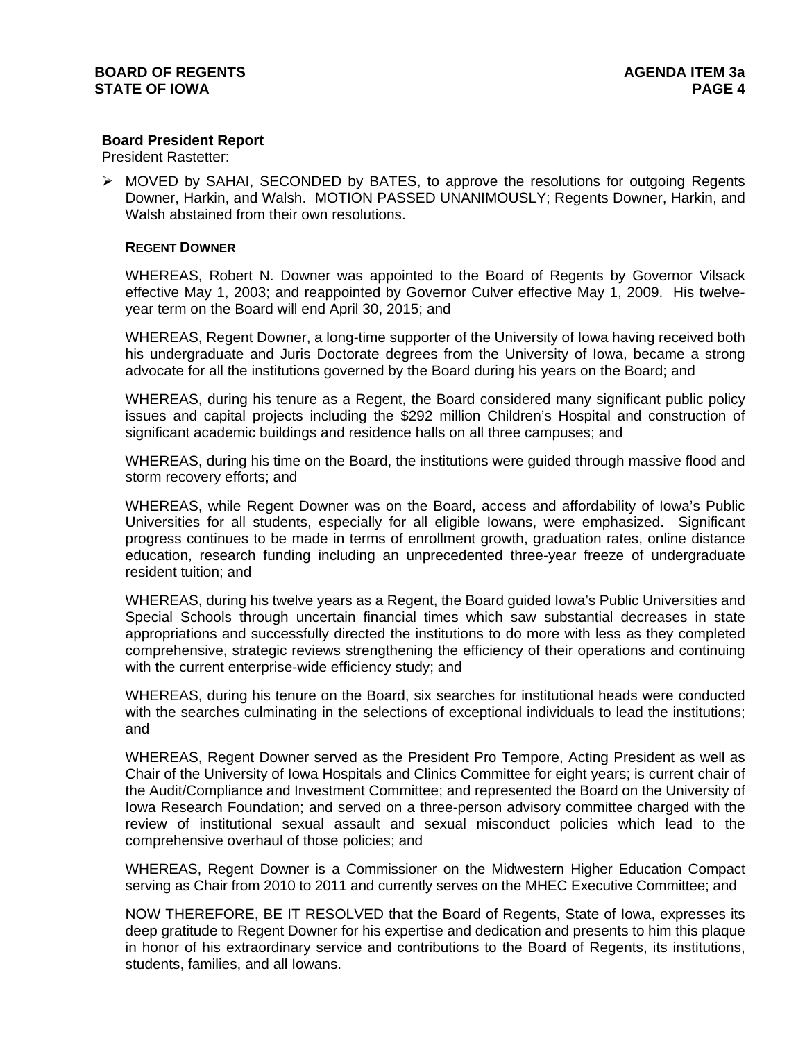**Board President Report**

President Rastetter:

- MOVED by SAHAI, SECONDED by BATES, to approve the resolutions for outgoing Regents Downer, Harkin, and Walsh. MOTION PASSED UNANIMOUSLY; Regents Downer, Harkin, and Walsh abstained from their own resolutions.

**REGENT DOWNER**

WHEREAS, Robert N. Downer was appointed to the Board of Regents by Governor Vilsack effective May 1, 2003; and reappointed by Governor Culver effective May 1, 2009. His twelve-year term on the Board will end April 30, 2015; and

WHEREAS, Regent Downer, a long-time supporter of the University of Iowa having received both his undergraduate and Juris Doctorate degrees from the University of Iowa, became a strong advocate for all the institutions governed by the Board during his years on the Board; and

WHEREAS, during his tenure as a Regent, the Board considered many significant public policy issues and capital projects including the $292 million Children's Hospital and construction of significant academic buildings and residence halls on all three campuses; and

WHEREAS, during his time on the Board, the institutions were guided through massive flood and storm recovery efforts; and

WHEREAS, while Regent Downer was on the Board, access and affordability of Iowa's Public Universities for all students, especially for all eligible Iowans, were emphasized. Significant progress continues to be made in terms of enrollment growth, graduation rates, online distance education, research funding including an unprecedented three-year freeze of undergraduate resident tuition; and

WHEREAS, during his twelve years as a Regent, the Board guided Iowa's Public Universities and Special Schools through uncertain financial times which saw substantial decreases in state appropriations and successfully directed the institutions to do more with less as they completed comprehensive, strategic reviews strengthening the efficiency of their operations and continuing with the current enterprise-wide efficiency study; and

WHEREAS, during his tenure on the Board, six searches for institutional heads were conducted with the searches culminating in the selections of exceptional individuals to lead the institutions; and

WHEREAS, Regent Downer served as the President Pro Tempore, Acting President as well as Chair of the University of Iowa Hospitals and Clinics Committee for eight years; is current chair of the Audit/Compliance and Investment Committee; and represented the Board on the University of Iowa Research Foundation; and served on a three-person advisory committee charged with the review of institutional sexual assault and sexual misconduct policies which lead to the comprehensive overhaul of those policies; and

WHEREAS, Regent Downer is a Commissioner on the Midwestern Higher Education Compact serving as Chair from 2010 to 2011 and currently serves on the MHEC Executive Committee; and

NOW THEREFORE, BE IT RESOLVED that the Board of Regents, State of Iowa, expresses its deep gratitude to Regent Downer for his expertise and dedication and presents to him this plaque in honor of his extraordinary service and contributions to the Board of Regents, its institutions, students, families, and all Iowans.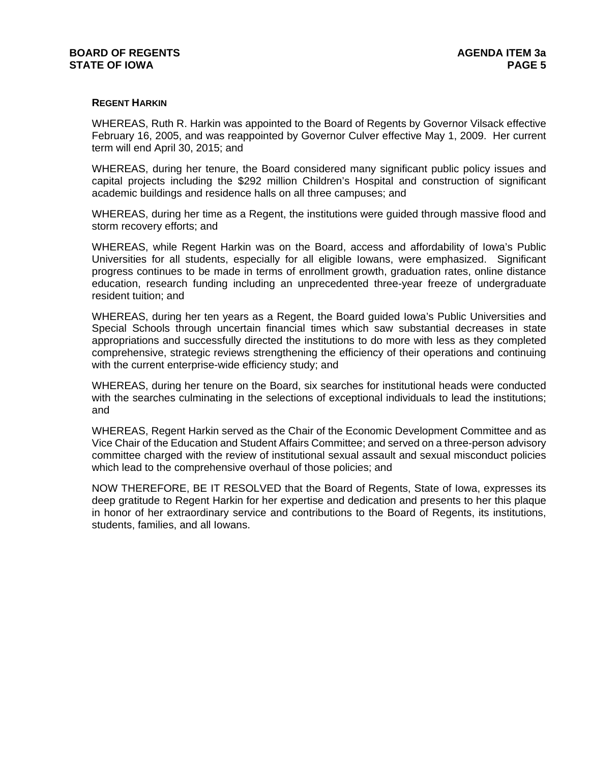**REGENT HARKIN**

WHEREAS, Ruth R. Harkin was appointed to the Board of Regents by Governor Vilsack effective February 16, 2005, and was reappointed by Governor Culver effective May 1, 2009. Her current term will end April 30, 2015; and

WHEREAS, during her tenure, the Board considered many significant public policy issues and capital projects including the $292 million Children's Hospital and construction of significant academic buildings and residence halls on all three campuses; and

WHEREAS, during her time as a Regent, the institutions were guided through massive flood and storm recovery efforts; and

WHEREAS, while Regent Harkin was on the Board, access and affordability of Iowa's Public Universities for all students, especially for all eligible Iowans, were emphasized. Significant progress continues to be made in terms of enrollment growth, graduation rates, online distance education, research funding including an unprecedented three-year freeze of undergraduate resident tuition; and

WHEREAS, during her ten years as a Regent, the Board guided Iowa's Public Universities and Special Schools through uncertain financial times which saw substantial decreases in state appropriations and successfully directed the institutions to do more with less as they completed comprehensive, strategic reviews strengthening the efficiency of their operations and continuing with the current enterprise-wide efficiency study; and

WHEREAS, during her tenure on the Board, six searches for institutional heads were conducted with the searches culminating in the selections of exceptional individuals to lead the institutions; and

WHEREAS, Regent Harkin served as the Chair of the Economic Development Committee and as Vice Chair of the Education and Student Affairs Committee; and served on a three-person advisory committee charged with the review of institutional sexual assault and sexual misconduct policies which lead to the comprehensive overhaul of those policies; and

NOW THEREFORE, BE IT RESOLVED that the Board of Regents, State of Iowa, expresses its deep gratitude to Regent Harkin for her expertise and dedication and presents to her this plaque in honor of her extraordinary service and contributions to the Board of Regents, its institutions, students, families, and all Iowans.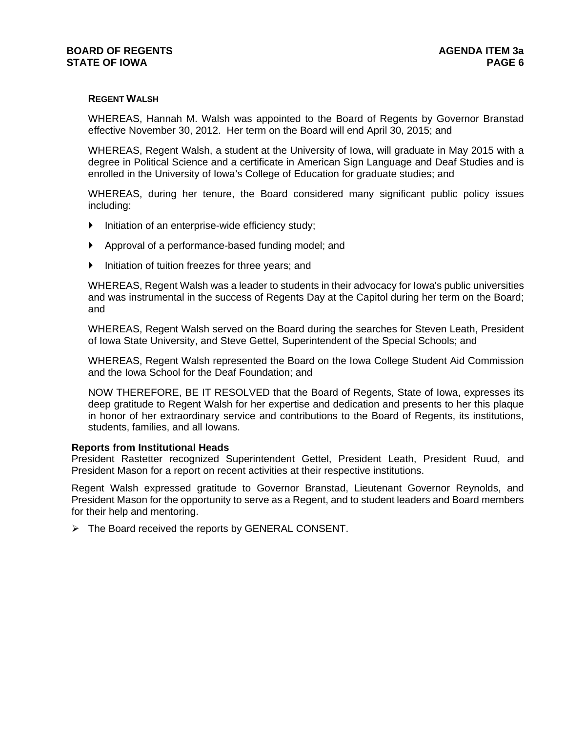**REGENT WALSH**

WHEREAS, Hannah M. Walsh was appointed to the Board of Regents by Governor Branstad effective November 30, 2012. Her term on the Board will end April 30, 2015; and

WHEREAS, Regent Walsh, a student at the University of Iowa, will graduate in May 2015 with a degree in Political Science and a certificate in American Sign Language and Deaf Studies and is enrolled in the University of Iowa's College of Education for graduate studies; and

WHEREAS, during her tenure, the Board considered many significant public policy issues including:

- Initiation of an enterprise-wide efficiency study;
- Approval of a performance-based funding model; and
- Initiation of tuition freezes for three years; and

WHEREAS, Regent Walsh was a leader to students in their advocacy for Iowa's public universities and was instrumental in the success of Regents Day at the Capitol during her term on the Board; and

WHEREAS, Regent Walsh served on the Board during the searches for Steven Leath, President of Iowa State University, and Steve Gettel, Superintendent of the Special Schools; and

WHEREAS, Regent Walsh represented the Board on the Iowa College Student Aid Commission and the Iowa School for the Deaf Foundation; and

NOW THEREFORE, BE IT RESOLVED that the Board of Regents, State of Iowa, expresses its deep gratitude to Regent Walsh for her expertise and dedication and presents to her this plaque in honor of her extraordinary service and contributions to the Board of Regents, its institutions, students, families, and all Iowans.

**Reports from Institutional Heads**

President Rastetter recognized Superintendent Gettel, President Leath, President Ruud, and President Mason for a report on recent activities at their respective institutions.

Regent Walsh expressed gratitude to Governor Branstad, Lieutenant Governor Reynolds, and President Mason for the opportunity to serve as a Regent, and to student leaders and Board members for their help and mentoring.

- The Board received the reports by GENERAL CONSENT.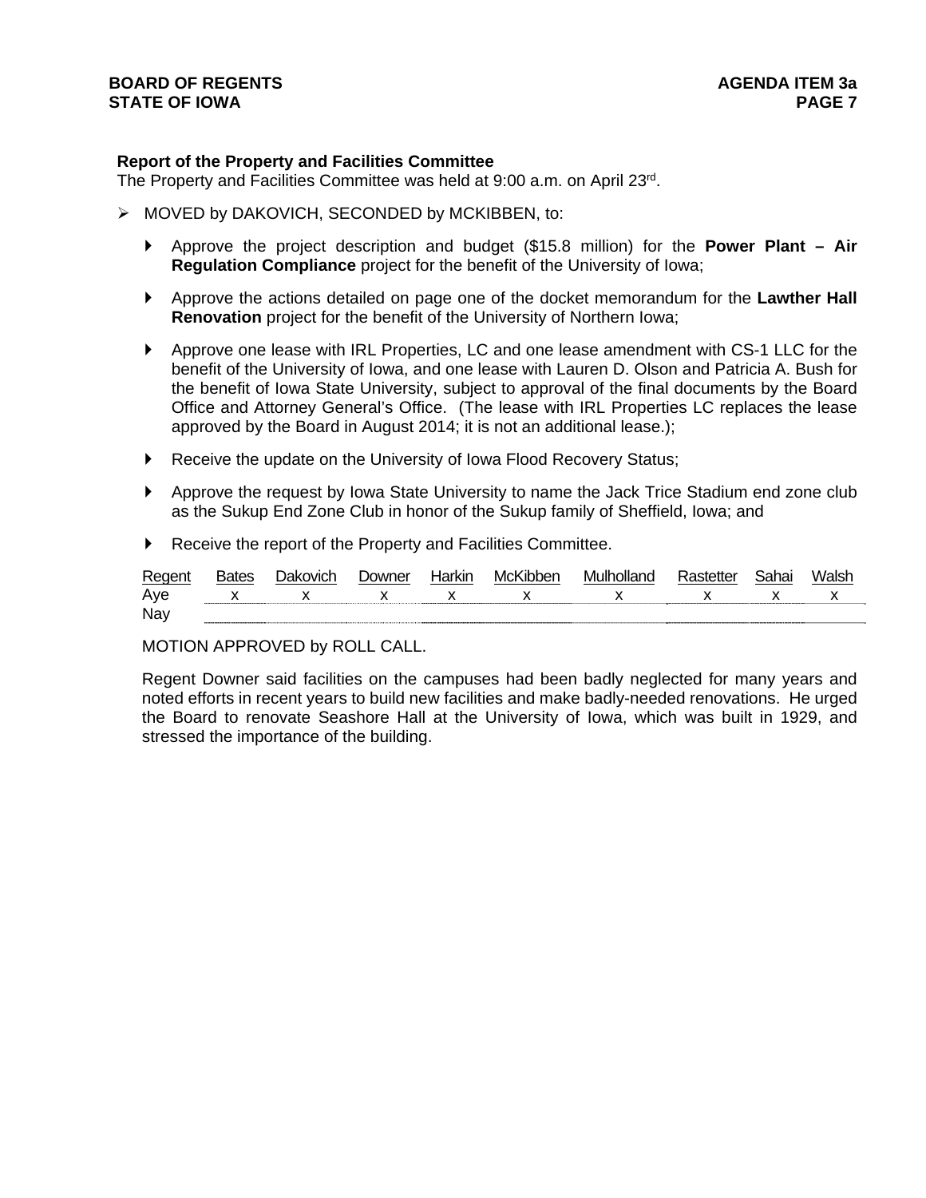**Report of the Property and Facilities Committee**
The Property and Facilities Committee was held at 9:00 a.m. on April 23rd.

- MOVED by DAKOVICH, SECONDED by MCKIBBEN, to:

  - Approve the project description and budget ($15.8 million) for the **Power Plant – Air Regulation Compliance** project for the benefit of the University of Iowa;
  - Approve the actions detailed on page one of the docket memorandum for the **Lawther Hall Renovation** project for the benefit of the University of Northern Iowa;
  - Approve one lease with IRL Properties, LC and one lease amendment with CS-1 LLC for the benefit of the University of Iowa, and one lease with Lauren D. Olson and Patricia A. Bush for the benefit of Iowa State University, subject to approval of the final documents by the Board Office and Attorney General's Office. (The lease with IRL Properties LC replaces the lease approved by the Board in August 2014; it is not an additional lease.);
  - Receive the update on the University of Iowa Flood Recovery Status;
  - Approve the request by Iowa State University to name the Jack Trice Stadium end zone club as the Sukup End Zone Club in honor of the Sukup family of Sheffield, Iowa; and
  - Receive the report of the Property and Facilities Committee.

| Regent | Bates | Dakovich | Downer | Harkin | McKibben | Mulholland | Rastetter | Sahai | Walsh |
|---|---|---|---|---|---|---|---|---|---|
| Aye | x | x | x | x | x | x | x | x | x |
| Nay | | | | | | | | | |

MOTION APPROVED by ROLL CALL.

Regent Downer said facilities on the campuses had been badly neglected for many years and noted efforts in recent years to build new facilities and make badly-needed renovations. He urged the Board to renovate Seashore Hall at the University of Iowa, which was built in 1929, and stressed the importance of the building.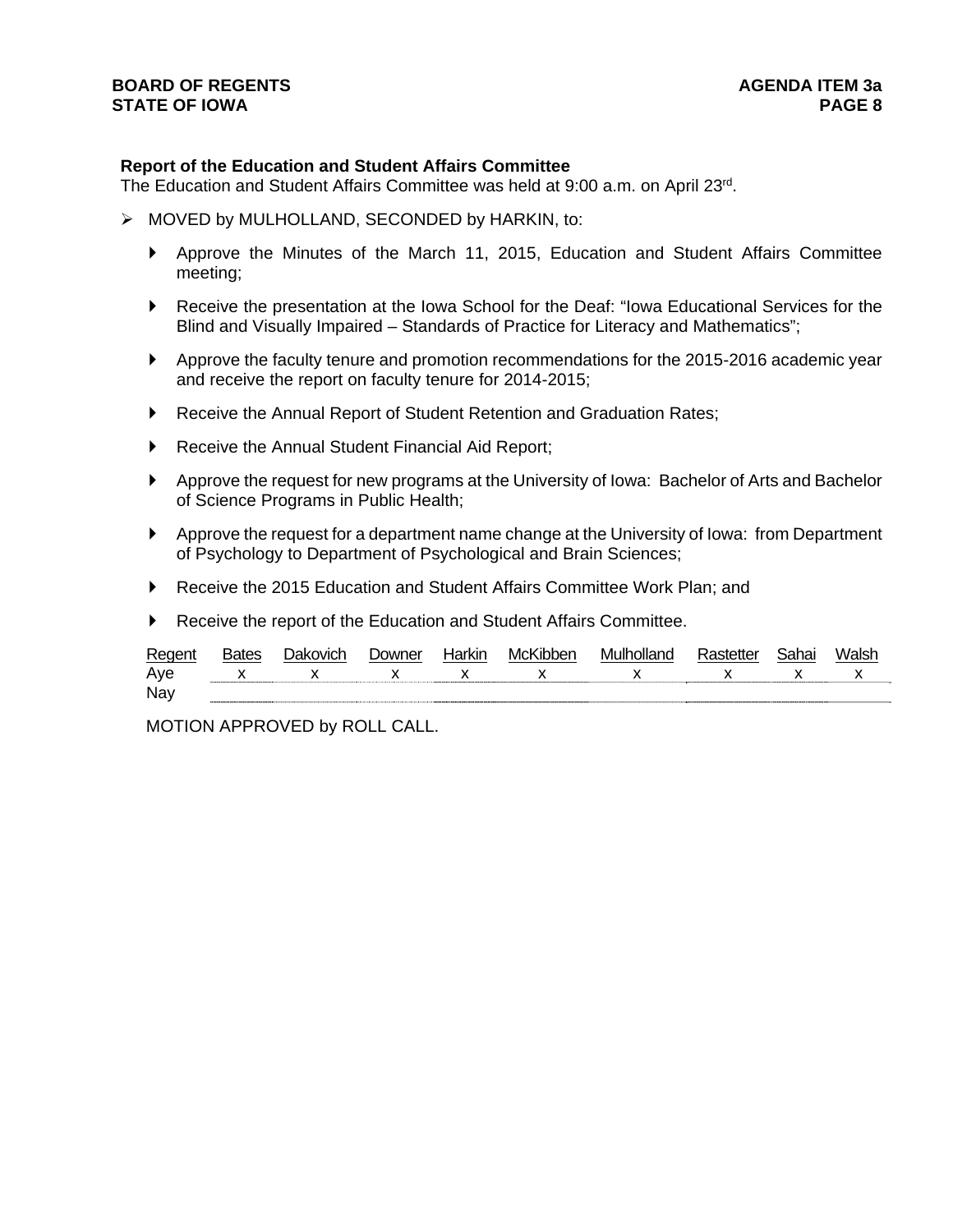**Report of the Education and Student Affairs Committee**
The Education and Student Affairs Committee was held at 9:00 a.m. on April 23rd.

- MOVED by MULHOLLAND, SECONDED by HARKIN, to:
  - Approve the Minutes of the March 11, 2015, Education and Student Affairs Committee meeting;
  - Receive the presentation at the Iowa School for the Deaf: "Iowa Educational Services for the Blind and Visually Impaired – Standards of Practice for Literacy and Mathematics";
  - Approve the faculty tenure and promotion recommendations for the 2015-2016 academic year and receive the report on faculty tenure for 2014-2015;
  - Receive the Annual Report of Student Retention and Graduation Rates;
  - Receive the Annual Student Financial Aid Report;
  - Approve the request for new programs at the University of Iowa: Bachelor of Arts and Bachelor of Science Programs in Public Health;
  - Approve the request for a department name change at the University of Iowa: from Department of Psychology to Department of Psychological and Brain Sciences;
  - Receive the 2015 Education and Student Affairs Committee Work Plan; and
  - Receive the report of the Education and Student Affairs Committee.

| Regent | Bates | Dakovich | Downer | Harkin | McKibben | Mulholland | Rastetter | Sahai | Walsh |
|---|---|---|---|---|---|---|---|---|---|
| Aye | x | x | x | x | x | x | x | x | x |
| Nay | | | | | | | | | |

MOTION APPROVED by ROLL CALL.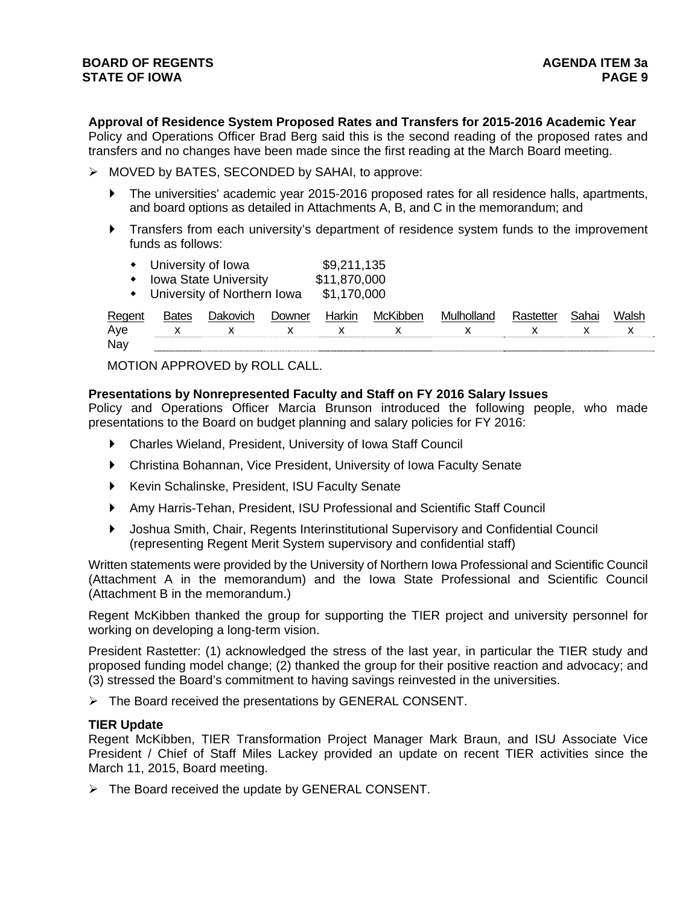**Approval of Residence System Proposed Rates and Transfers for 2015-2016 Academic Year**
Policy and Operations Officer Brad Berg said this is the second reading of the proposed rates and transfers and no changes have been made since the first reading at the March Board meeting.

- MOVED by BATES, SECONDED by SAHAI, to approve:
  - The universities' academic year 2015-2016 proposed rates for all residence halls, apartments, and board options as detailed in Attachments A, B, and C in the memorandum; and
  - Transfers from each university's department of residence system funds to the improvement funds as follows:
    - University of Iowa $9,211,135
    - Iowa State University $11,870,000
    - University of Northern Iowa $1,170,000

| Regent | Bates | Dakovich | Downer | Harkin | McKibben | Mulholland | Rastetter | Sahai | Walsh |
|---|---|---|---|---|---|---|---|---|---|
| Aye | x | x | x | x | x | x | x | x | x |
| Nay | | | | | | | | | |

MOTION APPROVED by ROLL CALL.

**Presentations by Nonrepresented Faculty and Staff on FY 2016 Salary Issues**
Policy and Operations Officer Marcia Brunson introduced the following people, who made presentations to the Board on budget planning and salary policies for FY 2016:

- Charles Wieland, President, University of Iowa Staff Council
- Christina Bohannan, Vice President, University of Iowa Faculty Senate
- Kevin Schalinske, President, ISU Faculty Senate
- Amy Harris-Tehan, President, ISU Professional and Scientific Staff Council
- Joshua Smith, Chair, Regents Interinstitutional Supervisory and Confidential Council (representing Regent Merit System supervisory and confidential staff)

Written statements were provided by the University of Northern Iowa Professional and Scientific Council (Attachment A in the memorandum) and the Iowa State Professional and Scientific Council (Attachment B in the memorandum.)

Regent McKibben thanked the group for supporting the TIER project and university personnel for working on developing a long-term vision.

President Rastetter: (1) acknowledged the stress of the last year, in particular the TIER study and proposed funding model change; (2) thanked the group for their positive reaction and advocacy; and (3) stressed the Board's commitment to having savings reinvested in the universities.

- The Board received the presentations by GENERAL CONSENT.

**TIER Update**
Regent McKibben, TIER Transformation Project Manager Mark Braun, and ISU Associate Vice President / Chief of Staff Miles Lackey provided an update on recent TIER activities since the March 11, 2015, Board meeting.

- The Board received the update by GENERAL CONSENT.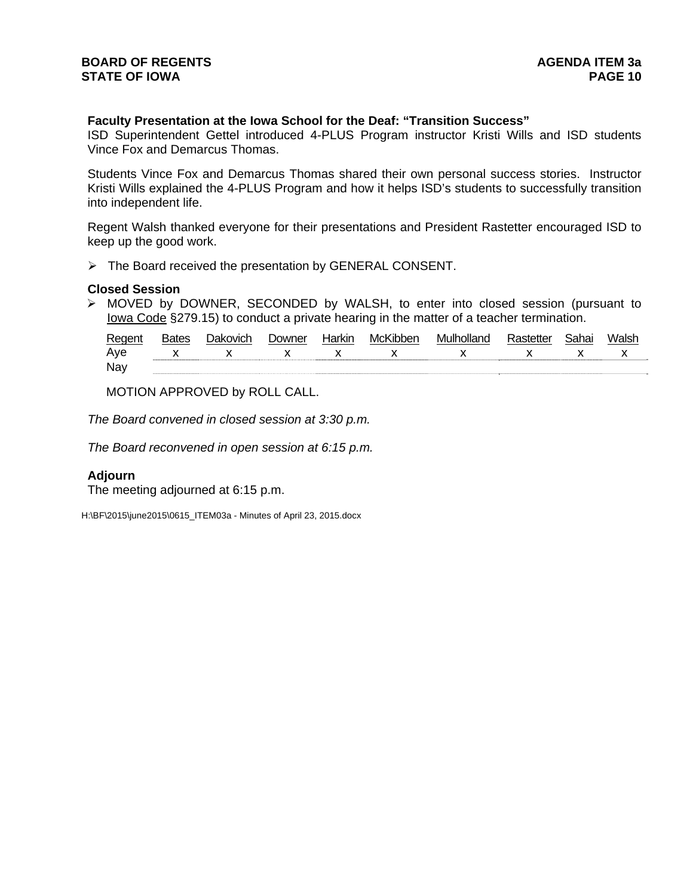**Faculty Presentation at the Iowa School for the Deaf: "Transition Success"**

ISD Superintendent Gettel introduced 4-PLUS Program instructor Kristi Wills and ISD students Vince Fox and Demarcus Thomas.

Students Vince Fox and Demarcus Thomas shared their own personal success stories. Instructor Kristi Wills explained the 4-PLUS Program and how it helps ISD's students to successfully transition into independent life.

Regent Walsh thanked everyone for their presentations and President Rastetter encouraged ISD to keep up the good work.

- The Board received the presentation by GENERAL CONSENT.

**Closed Session**

- MOVED by DOWNER, SECONDED by WALSH, to enter into closed session (pursuant to Iowa Code §279.15) to conduct a private hearing in the matter of a teacher termination.

| Regent | Bates | Dakovich | Downer | Harkin | McKibben | Mulholland | Rastetter | Sahai | Walsh |
|---|---|---|---|---|---|---|---|---|---|
| Aye | x | x | x | x | x | x | x | x | x |
| Nay | | | | | | | | | |

MOTION APPROVED by ROLL CALL.

*The Board convened in closed session at 3:30 p.m.*

*The Board reconvened in open session at 6:15 p.m.*

**Adjourn**

The meeting adjourned at 6:15 p.m.

H:\BF\2015\june2015\0615_ITEM03a - Minutes of April 23, 2015.docx